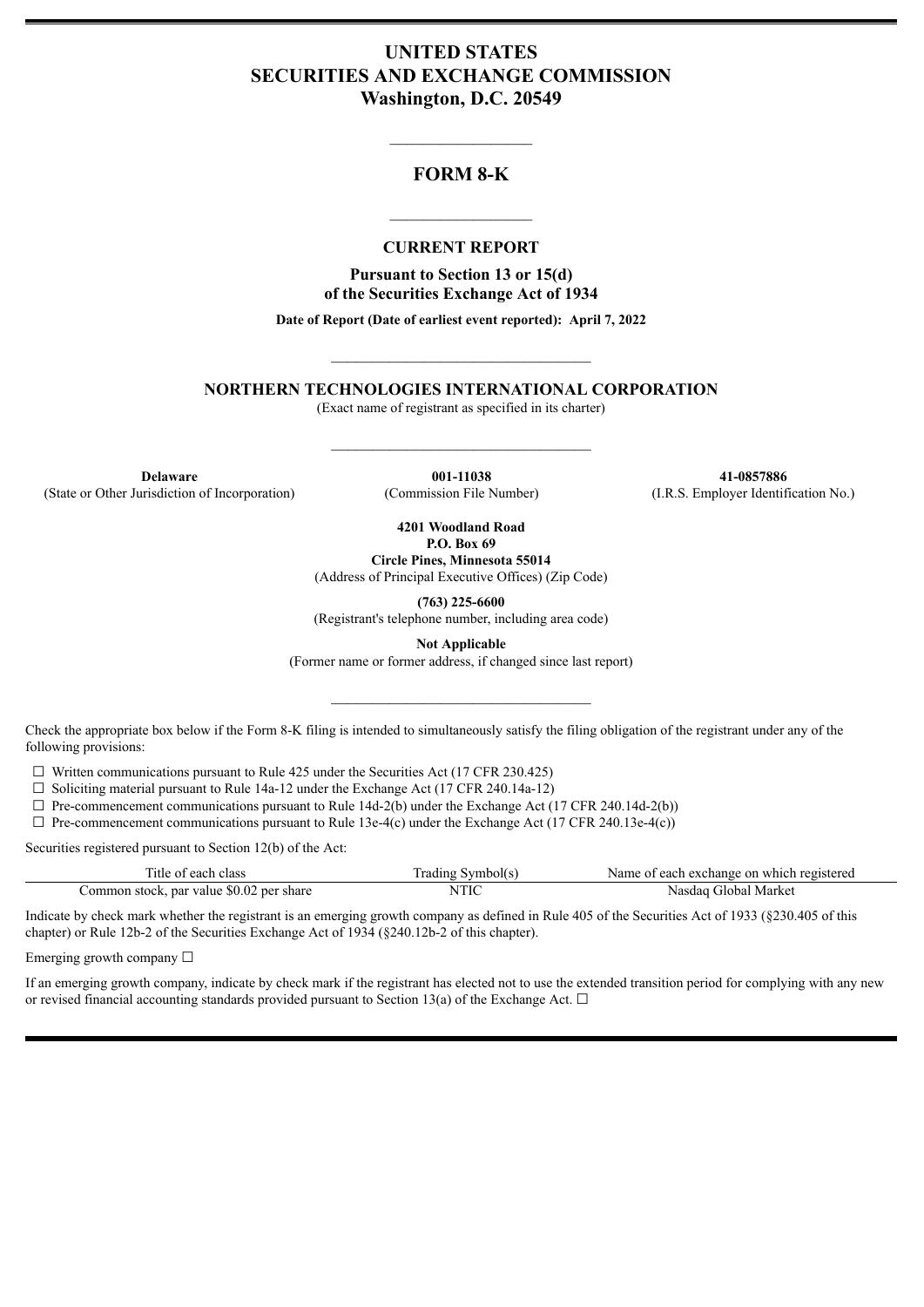# UNITED STATES
# SECURITIES AND EXCHANGE COMMISSION
**Washington, D.C. 20549**

---

## FORM 8-K

---

### CURRENT REPORT

**Pursuant to Section 13 or 15(d)**
**of the Securities Exchange Act of 1934**

**Date of Report (Date of earliest event reported): April 7, 2022**

---

## NORTHERN TECHNOLOGIES INTERNATIONAL CORPORATION

(Exact name of registrant as specified in its charter)

---

| **Delaware** | **001-11038** | **41-0857886** |
|---|---|---|
| (State or Other Jurisdiction of Incorporation) | (Commission File Number) | (I.R.S. Employer Identification No.) |

**4201 Woodland Road**
**P.O. Box 69**
**Circle Pines, Minnesota 55014**
(Address of Principal Executive Offices) (Zip Code)

**(763) 225-6600**
(Registrant's telephone number, including area code)

**Not Applicable**
(Former name or former address, if changed since last report)

---

Check the appropriate box below if the Form 8-K filing is intended to simultaneously satisfy the filing obligation of the registrant under any of the following provisions:

☐ Written communications pursuant to Rule 425 under the Securities Act (17 CFR 230.425)

☐ Soliciting material pursuant to Rule 14a-12 under the Exchange Act (17 CFR 240.14a-12)

☐ Pre-commencement communications pursuant to Rule 14d-2(b) under the Exchange Act (17 CFR 240.14d-2(b))

☐ Pre-commencement communications pursuant to Rule 13e-4(c) under the Exchange Act (17 CFR 240.13e-4(c))

Securities registered pursuant to Section 12(b) of the Act:

| Title of each class | Trading Symbol(s) | Name of each exchange on which registered |
|---|---|---|
| Common stock, par value $0.02 per share | NTIC | Nasdaq Global Market |

Indicate by check mark whether the registrant is an emerging growth company as defined in Rule 405 of the Securities Act of 1933 (§230.405 of this chapter) or Rule 12b-2 of the Securities Exchange Act of 1934 (§240.12b-2 of this chapter).

Emerging growth company ☐

If an emerging growth company, indicate by check mark if the registrant has elected not to use the extended transition period for complying with any new or revised financial accounting standards provided pursuant to Section 13(a) of the Exchange Act. ☐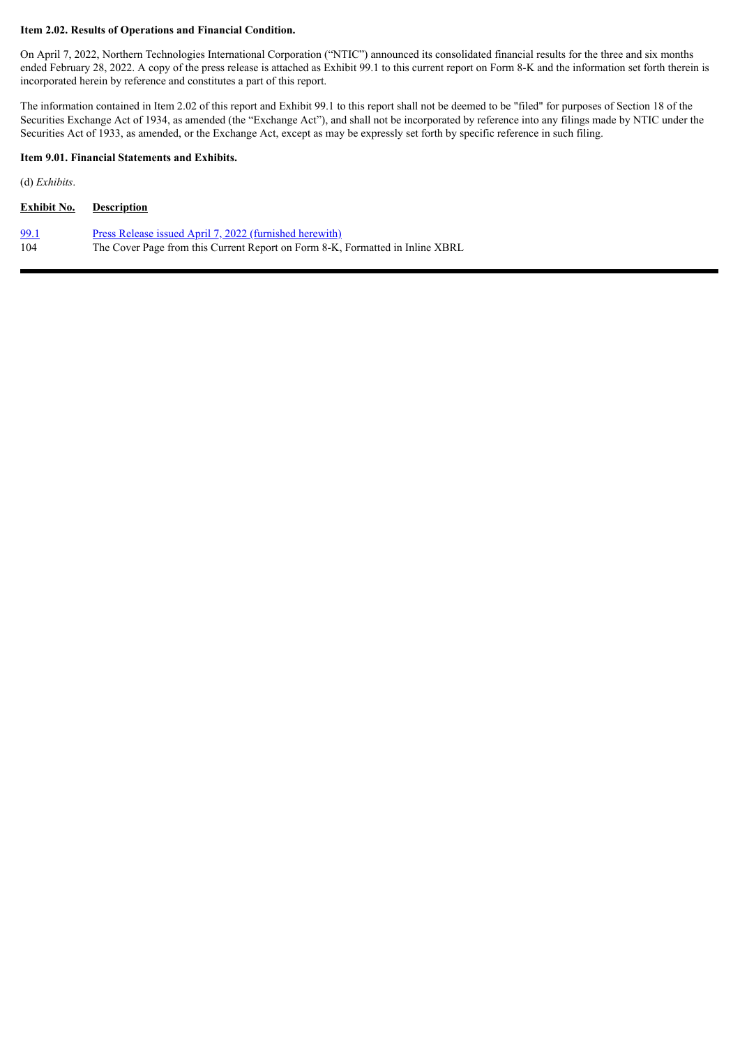**Item 2.02. Results of Operations and Financial Condition.**

On April 7, 2022, Northern Technologies International Corporation ("NTIC") announced its consolidated financial results for the three and six months ended February 28, 2022. A copy of the press release is attached as Exhibit 99.1 to this current report on Form 8-K and the information set forth therein is incorporated herein by reference and constitutes a part of this report.

The information contained in Item 2.02 of this report and Exhibit 99.1 to this report shall not be deemed to be "filed" for purposes of Section 18 of the Securities Exchange Act of 1934, as amended (the "Exchange Act"), and shall not be incorporated by reference into any filings made by NTIC under the Securities Act of 1933, as amended, or the Exchange Act, except as may be expressly set forth by specific reference in such filing.

**Item 9.01. Financial Statements and Exhibits.**

(d) *Exhibits*.

| Exhibit No. | Description |
|---|---|
| 99.1 | Press Release issued April 7, 2022 (furnished herewith) |
| 104 | The Cover Page from this Current Report on Form 8-K, Formatted in Inline XBRL |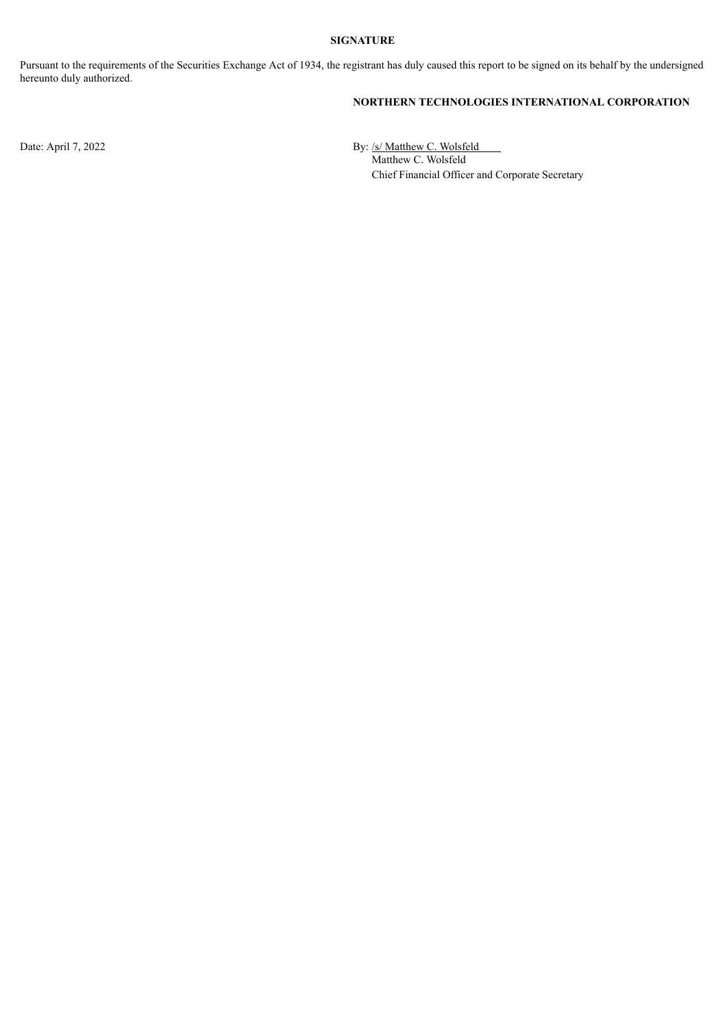**SIGNATURE**

Pursuant to the requirements of the Securities Exchange Act of 1934, the registrant has duly caused this report to be signed on its behalf by the undersigned hereunto duly authorized.

**NORTHERN TECHNOLOGIES INTERNATIONAL CORPORATION**

Date: April 7, 2022

By: /s/ Matthew C. Wolsfeld
Matthew C. Wolsfeld
Chief Financial Officer and Corporate Secretary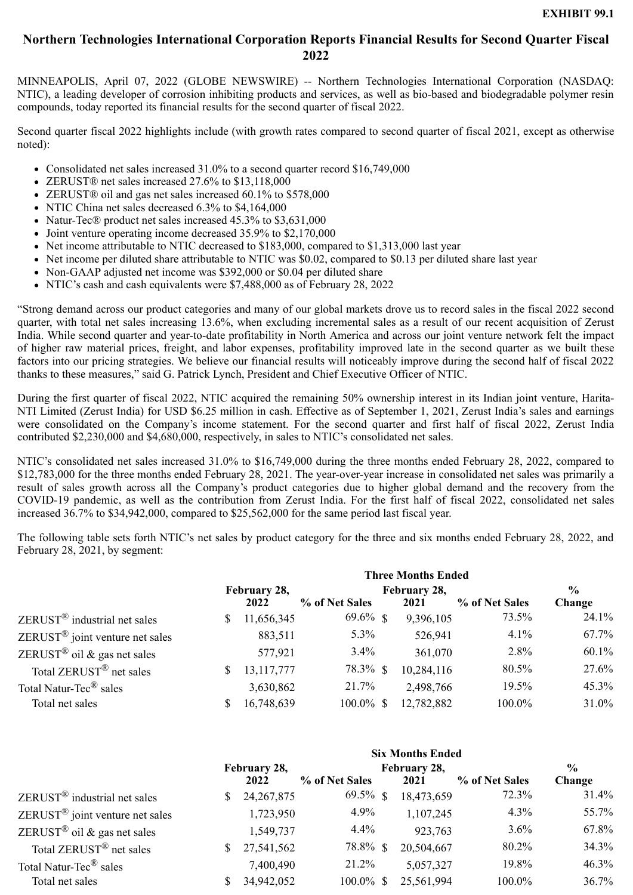**EXHIBIT 99.1**

# Northern Technologies International Corporation Reports Financial Results for Second Quarter Fiscal 2022

MINNEAPOLIS, April 07, 2022 (GLOBE NEWSWIRE) -- Northern Technologies International Corporation (NASDAQ: NTIC), a leading developer of corrosion inhibiting products and services, as well as bio-based and biodegradable polymer resin compounds, today reported its financial results for the second quarter of fiscal 2022.

Second quarter fiscal 2022 highlights include (with growth rates compared to second quarter of fiscal 2021, except as otherwise noted):

- Consolidated net sales increased 31.0% to a second quarter record $16,749,000
- ZERUST® net sales increased 27.6% to $13,118,000
- ZERUST® oil and gas net sales increased 60.1% to $578,000
- NTIC China net sales decreased 6.3% to $4,164,000
- Natur-Tec® product net sales increased 45.3% to $3,631,000
- Joint venture operating income decreased 35.9% to $2,170,000
- Net income attributable to NTIC decreased to $183,000, compared to $1,313,000 last year
- Net income per diluted share attributable to NTIC was $0.02, compared to $0.13 per diluted share last year
- Non-GAAP adjusted net income was $392,000 or $0.04 per diluted share
- NTIC's cash and cash equivalents were $7,488,000 as of February 28, 2022

"Strong demand across our product categories and many of our global markets drove us to record sales in the fiscal 2022 second quarter, with total net sales increasing 13.6%, when excluding incremental sales as a result of our recent acquisition of Zerust India. While second quarter and year-to-date profitability in North America and across our joint venture network felt the impact of higher raw material prices, freight, and labor expenses, profitability improved late in the second quarter as we built these factors into our pricing strategies. We believe our financial results will noticeably improve during the second half of fiscal 2022 thanks to these measures," said G. Patrick Lynch, President and Chief Executive Officer of NTIC.

During the first quarter of fiscal 2022, NTIC acquired the remaining 50% ownership interest in its Indian joint venture, Harita-NTI Limited (Zerust India) for USD $6.25 million in cash. Effective as of September 1, 2021, Zerust India's sales and earnings were consolidated on the Company's income statement. For the second quarter and first half of fiscal 2022, Zerust India contributed $2,230,000 and $4,680,000, respectively, in sales to NTIC's consolidated net sales.

NTIC's consolidated net sales increased 31.0% to $16,749,000 during the three months ended February 28, 2022, compared to $12,783,000 for the three months ended February 28, 2021. The year-over-year increase in consolidated net sales was primarily a result of sales growth across all the Company's product categories due to higher global demand and the recovery from the COVID-19 pandemic, as well as the contribution from Zerust India. For the first half of fiscal 2022, consolidated net sales increased 36.7% to $34,942,000, compared to $25,562,000 for the same period last fiscal year.

The following table sets forth NTIC's net sales by product category for the three and six months ended February 28, 2022, and February 28, 2021, by segment:

| | Three Months Ended | | | | |
|---|---|---|---|---|---|
| | February 28, 2022 | % of Net Sales | February 28, 2021 | % of Net Sales | % Change |
| ZERUST® industrial net sales | $ 11,656,345 | 69.6% | $ 9,396,105 | 73.5% | 24.1% |
| ZERUST® joint venture net sales | 883,511 | 5.3% | 526,941 | 4.1% | 67.7% |
| ZERUST® oil & gas net sales | 577,921 | 3.4% | 361,070 | 2.8% | 60.1% |
| Total ZERUST® net sales | $ 13,117,777 | 78.3% | $ 10,284,116 | 80.5% | 27.6% |
| Total Natur-Tec® sales | 3,630,862 | 21.7% | 2,498,766 | 19.5% | 45.3% |
| Total net sales | $ 16,748,639 | 100.0% | $ 12,782,882 | 100.0% | 31.0% |

| | Six Months Ended | | | | |
|---|---|---|---|---|---|
| | February 28, 2022 | % of Net Sales | February 28, 2021 | % of Net Sales | % Change |
| ZERUST® industrial net sales | $ 24,267,875 | 69.5% | $ 18,473,659 | 72.3% | 31.4% |
| ZERUST® joint venture net sales | 1,723,950 | 4.9% | 1,107,245 | 4.3% | 55.7% |
| ZERUST® oil & gas net sales | 1,549,737 | 4.4% | 923,763 | 3.6% | 67.8% |
| Total ZERUST® net sales | $ 27,541,562 | 78.8% | $ 20,504,667 | 80.2% | 34.3% |
| Total Natur-Tec® sales | 7,400,490 | 21.2% | 5,057,327 | 19.8% | 46.3% |
| Total net sales | $ 34,942,052 | 100.0% | $ 25,561,994 | 100.0% | 36.7% |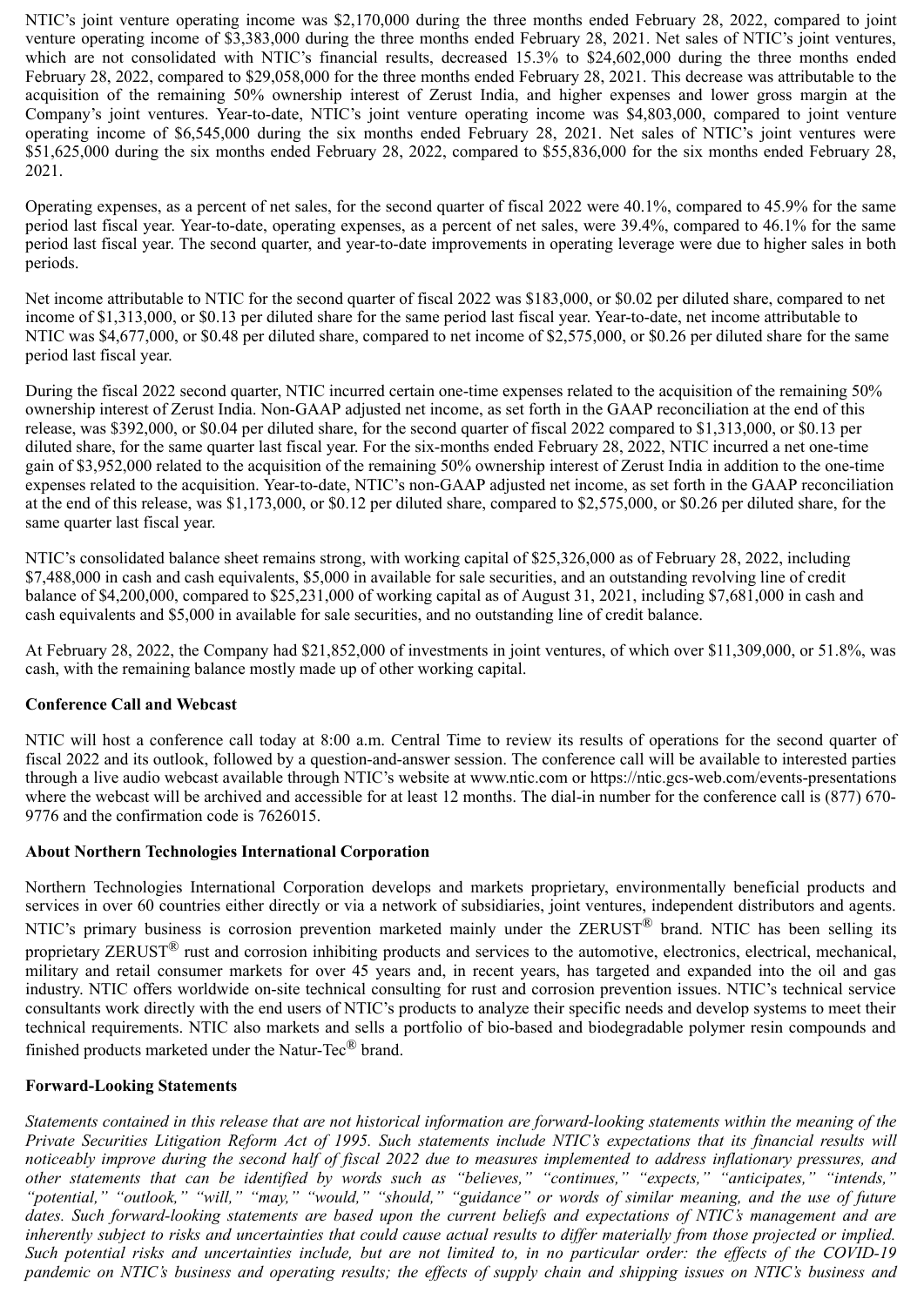NTIC's joint venture operating income was $2,170,000 during the three months ended February 28, 2022, compared to joint venture operating income of $3,383,000 during the three months ended February 28, 2021. Net sales of NTIC's joint ventures, which are not consolidated with NTIC's financial results, decreased 15.3% to $24,602,000 during the three months ended February 28, 2022, compared to $29,058,000 for the three months ended February 28, 2021. This decrease was attributable to the acquisition of the remaining 50% ownership interest of Zerust India, and higher expenses and lower gross margin at the Company's joint ventures. Year-to-date, NTIC's joint venture operating income was $4,803,000, compared to joint venture operating income of $6,545,000 during the six months ended February 28, 2021. Net sales of NTIC's joint ventures were $51,625,000 during the six months ended February 28, 2022, compared to $55,836,000 for the six months ended February 28, 2021.

Operating expenses, as a percent of net sales, for the second quarter of fiscal 2022 were 40.1%, compared to 45.9% for the same period last fiscal year. Year-to-date, operating expenses, as a percent of net sales, were 39.4%, compared to 46.1% for the same period last fiscal year. The second quarter, and year-to-date improvements in operating leverage were due to higher sales in both periods.

Net income attributable to NTIC for the second quarter of fiscal 2022 was $183,000, or $0.02 per diluted share, compared to net income of $1,313,000, or $0.13 per diluted share for the same period last fiscal year. Year-to-date, net income attributable to NTIC was $4,677,000, or $0.48 per diluted share, compared to net income of $2,575,000, or $0.26 per diluted share for the same period last fiscal year.

During the fiscal 2022 second quarter, NTIC incurred certain one-time expenses related to the acquisition of the remaining 50% ownership interest of Zerust India. Non-GAAP adjusted net income, as set forth in the GAAP reconciliation at the end of this release, was $392,000, or $0.04 per diluted share, for the second quarter of fiscal 2022 compared to $1,313,000, or $0.13 per diluted share, for the same quarter last fiscal year. For the six-months ended February 28, 2022, NTIC incurred a net one-time gain of $3,952,000 related to the acquisition of the remaining 50% ownership interest of Zerust India in addition to the one-time expenses related to the acquisition. Year-to-date, NTIC's non-GAAP adjusted net income, as set forth in the GAAP reconciliation at the end of this release, was $1,173,000, or $0.12 per diluted share, compared to $2,575,000, or $0.26 per diluted share, for the same quarter last fiscal year.

NTIC's consolidated balance sheet remains strong, with working capital of $25,326,000 as of February 28, 2022, including $7,488,000 in cash and cash equivalents, $5,000 in available for sale securities, and an outstanding revolving line of credit balance of $4,200,000, compared to $25,231,000 of working capital as of August 31, 2021, including $7,681,000 in cash and cash equivalents and $5,000 in available for sale securities, and no outstanding line of credit balance.

At February 28, 2022, the Company had $21,852,000 of investments in joint ventures, of which over $11,309,000, or 51.8%, was cash, with the remaining balance mostly made up of other working capital.

**Conference Call and Webcast**

NTIC will host a conference call today at 8:00 a.m. Central Time to review its results of operations for the second quarter of fiscal 2022 and its outlook, followed by a question-and-answer session. The conference call will be available to interested parties through a live audio webcast available through NTIC's website at www.ntic.com or https://ntic.gcs-web.com/events-presentations where the webcast will be archived and accessible for at least 12 months. The dial-in number for the conference call is (877) 670-9776 and the confirmation code is 7626015.

**About Northern Technologies International Corporation**

Northern Technologies International Corporation develops and markets proprietary, environmentally beneficial products and services in over 60 countries either directly or via a network of subsidiaries, joint ventures, independent distributors and agents. NTIC's primary business is corrosion prevention marketed mainly under the ZERUST® brand. NTIC has been selling its proprietary ZERUST® rust and corrosion inhibiting products and services to the automotive, electronics, electrical, mechanical, military and retail consumer markets for over 45 years and, in recent years, has targeted and expanded into the oil and gas industry. NTIC offers worldwide on-site technical consulting for rust and corrosion prevention issues. NTIC's technical service consultants work directly with the end users of NTIC's products to analyze their specific needs and develop systems to meet their technical requirements. NTIC also markets and sells a portfolio of bio-based and biodegradable polymer resin compounds and finished products marketed under the Natur-Tec® brand.

**Forward-Looking Statements**

*Statements contained in this release that are not historical information are forward-looking statements within the meaning of the Private Securities Litigation Reform Act of 1995. Such statements include NTIC's expectations that its financial results will noticeably improve during the second half of fiscal 2022 due to measures implemented to address inflationary pressures, and other statements that can be identified by words such as "believes," "continues," "expects," "anticipates," "intends," "potential," "outlook," "will," "may," "would," "should," "guidance" or words of similar meaning, and the use of future dates. Such forward-looking statements are based upon the current beliefs and expectations of NTIC's management and are inherently subject to risks and uncertainties that could cause actual results to differ materially from those projected or implied. Such potential risks and uncertainties include, but are not limited to, in no particular order: the effects of the COVID-19 pandemic on NTIC's business and operating results; the effects of supply chain and shipping issues on NTIC's business and*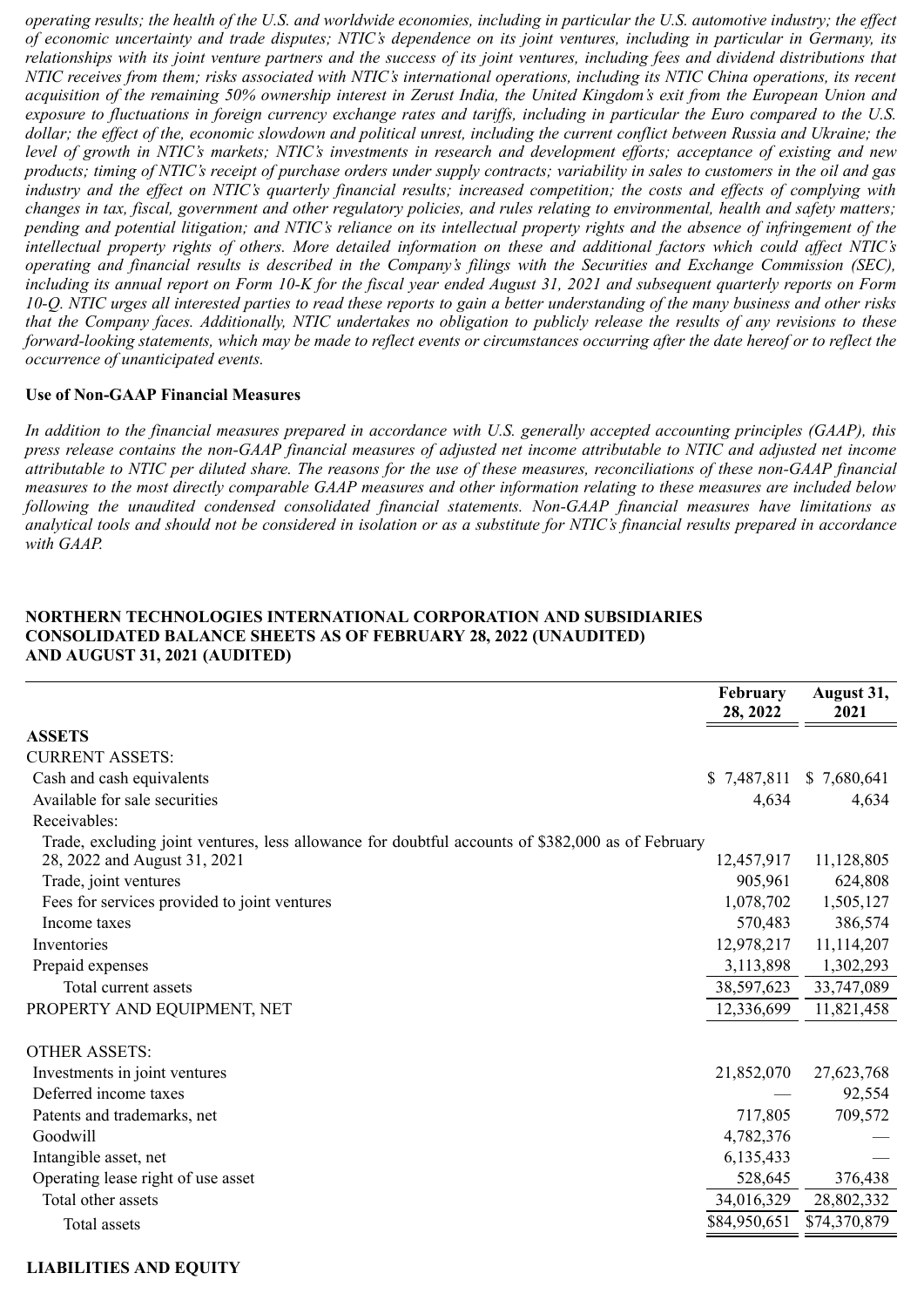*operating results; the health of the U.S. and worldwide economies, including in particular the U.S. automotive industry; the effect of economic uncertainty and trade disputes; NTIC's dependence on its joint ventures, including in particular in Germany, its relationships with its joint venture partners and the success of its joint ventures, including fees and dividend distributions that NTIC receives from them; risks associated with NTIC's international operations, including its NTIC China operations, its recent acquisition of the remaining 50% ownership interest in Zerust India, the United Kingdom's exit from the European Union and exposure to fluctuations in foreign currency exchange rates and tariffs, including in particular the Euro compared to the U.S. dollar; the effect of the, economic slowdown and political unrest, including the current conflict between Russia and Ukraine; the level of growth in NTIC's markets; NTIC's investments in research and development efforts; acceptance of existing and new products; timing of NTIC's receipt of purchase orders under supply contracts; variability in sales to customers in the oil and gas industry and the effect on NTIC's quarterly financial results; increased competition; the costs and effects of complying with changes in tax, fiscal, government and other regulatory policies, and rules relating to environmental, health and safety matters; pending and potential litigation; and NTIC's reliance on its intellectual property rights and the absence of infringement of the intellectual property rights of others. More detailed information on these and additional factors which could affect NTIC's operating and financial results is described in the Company's filings with the Securities and Exchange Commission (SEC), including its annual report on Form 10-K for the fiscal year ended August 31, 2021 and subsequent quarterly reports on Form 10-Q. NTIC urges all interested parties to read these reports to gain a better understanding of the many business and other risks that the Company faces. Additionally, NTIC undertakes no obligation to publicly release the results of any revisions to these forward-looking statements, which may be made to reflect events or circumstances occurring after the date hereof or to reflect the occurrence of unanticipated events.*

**Use of Non-GAAP Financial Measures**

*In addition to the financial measures prepared in accordance with U.S. generally accepted accounting principles (GAAP), this press release contains the non-GAAP financial measures of adjusted net income attributable to NTIC and adjusted net income attributable to NTIC per diluted share. The reasons for the use of these measures, reconciliations of these non-GAAP financial measures to the most directly comparable GAAP measures and other information relating to these measures are included below following the unaudited condensed consolidated financial statements. Non-GAAP financial measures have limitations as analytical tools and should not be considered in isolation or as a substitute for NTIC's financial results prepared in accordance with GAAP.*

**NORTHERN TECHNOLOGIES INTERNATIONAL CORPORATION AND SUBSIDIARIES**
**CONSOLIDATED BALANCE SHEETS AS OF FEBRUARY 28, 2022 (UNAUDITED)**
**AND AUGUST 31, 2021 (AUDITED)**

| | February 28, 2022 | August 31, 2021 |
|---|---|---|
| **ASSETS** | | |
| CURRENT ASSETS: | | |
| Cash and cash equivalents | $ 7,487,811 | $ 7,680,641 |
| Available for sale securities | 4,634 | 4,634 |
| Receivables: | | |
| Trade, excluding joint ventures, less allowance for doubtful accounts of $382,000 as of February 28, 2022 and August 31, 2021 | 12,457,917 | 11,128,805 |
| Trade, joint ventures | 905,961 | 624,808 |
| Fees for services provided to joint ventures | 1,078,702 | 1,505,127 |
| Income taxes | 570,483 | 386,574 |
| Inventories | 12,978,217 | 11,114,207 |
| Prepaid expenses | 3,113,898 | 1,302,293 |
| Total current assets | 38,597,623 | 33,747,089 |
| PROPERTY AND EQUIPMENT, NET | 12,336,699 | 11,821,458 |
| OTHER ASSETS: | | |
| Investments in joint ventures | 21,852,070 | 27,623,768 |
| Deferred income taxes | — | 92,554 |
| Patents and trademarks, net | 717,805 | 709,572 |
| Goodwill | 4,782,376 | — |
| Intangible asset, net | 6,135,433 | — |
| Operating lease right of use asset | 528,645 | 376,438 |
| Total other assets | 34,016,329 | 28,802,332 |
| Total assets | $84,950,651 | $74,370,879 |

**LIABILITIES AND EQUITY**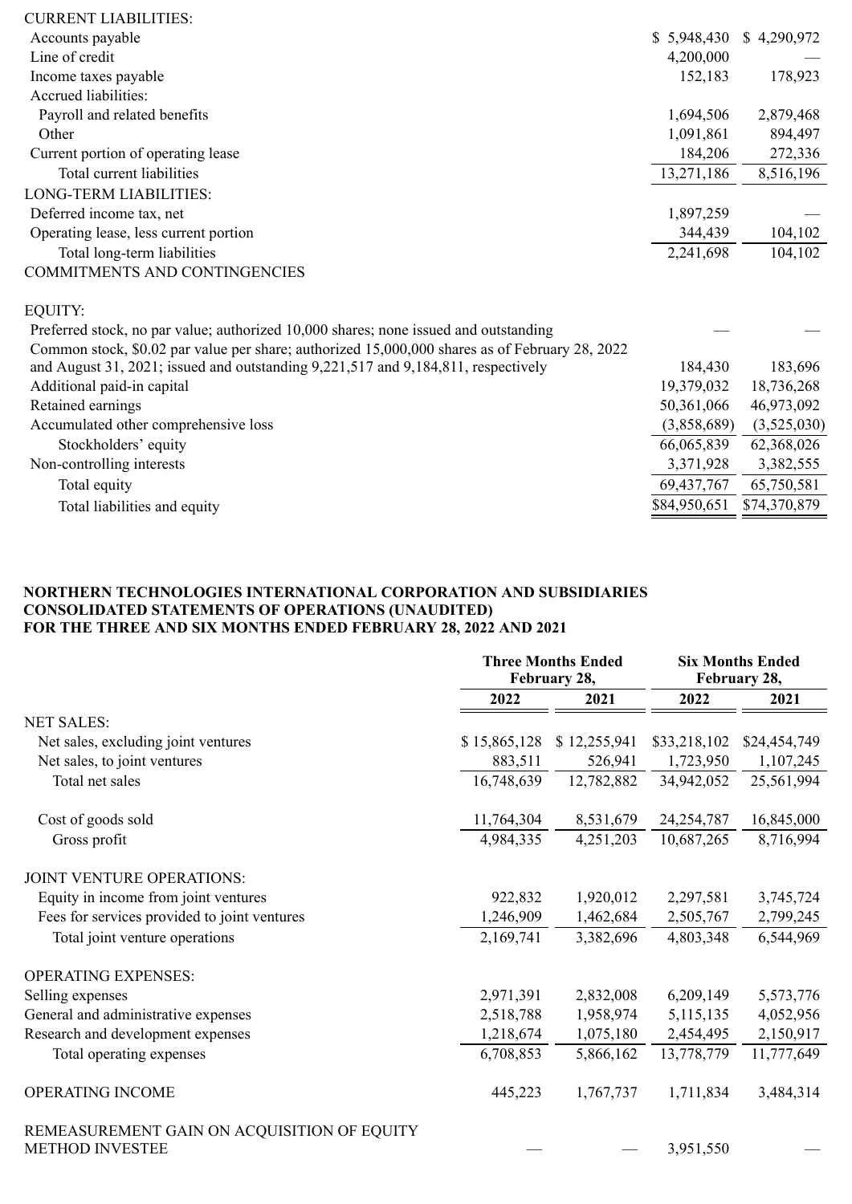| | | |
|---|---|---|
| CURRENT LIABILITIES: | | |
| Accounts payable | $ 5,948,430 | $ 4,290,972 |
| Line of credit | 4,200,000 | — |
| Income taxes payable | 152,183 | 178,923 |
| Accrued liabilities: | | |
| Payroll and related benefits | 1,694,506 | 2,879,468 |
| Other | 1,091,861 | 894,497 |
| Current portion of operating lease | 184,206 | 272,336 |
| Total current liabilities | 13,271,186 | 8,516,196 |
| LONG-TERM LIABILITIES: | | |
| Deferred income tax, net | 1,897,259 | — |
| Operating lease, less current portion | 344,439 | 104,102 |
| Total long-term liabilities | 2,241,698 | 104,102 |
| COMMITMENTS AND CONTINGENCIES | | |
| | | |
| EQUITY: | | |
| Preferred stock, no par value; authorized 10,000 shares; none issued and outstanding | — | — |
| Common stock, $0.02 par value per share; authorized 15,000,000 shares as of February 28, 2022 and August 31, 2021; issued and outstanding 9,221,517 and 9,184,811, respectively | 184,430 | 183,696 |
| Additional paid-in capital | 19,379,032 | 18,736,268 |
| Retained earnings | 50,361,066 | 46,973,092 |
| Accumulated other comprehensive loss | (3,858,689) | (3,525,030) |
| Stockholders' equity | 66,065,839 | 62,368,026 |
| Non-controlling interests | 3,371,928 | 3,382,555 |
| Total equity | 69,437,767 | 65,750,581 |
| Total liabilities and equity | $84,950,651 | $74,370,879 |

**NORTHERN TECHNOLOGIES INTERNATIONAL CORPORATION AND SUBSIDIARIES**
**CONSOLIDATED STATEMENTS OF OPERATIONS (UNAUDITED)**
**FOR THE THREE AND SIX MONTHS ENDED FEBRUARY 28, 2022 AND 2021**

| | Three Months Ended February 28, | | Six Months Ended February 28, | |
|---|---|---|---|---|
| | 2022 | 2021 | 2022 | 2021 |
| NET SALES: | | | | |
| Net sales, excluding joint ventures | $ 15,865,128 | $ 12,255,941 | $33,218,102 | $24,454,749 |
| Net sales, to joint ventures | 883,511 | 526,941 | 1,723,950 | 1,107,245 |
| Total net sales | 16,748,639 | 12,782,882 | 34,942,052 | 25,561,994 |
| | | | | |
| Cost of goods sold | 11,764,304 | 8,531,679 | 24,254,787 | 16,845,000 |
| Gross profit | 4,984,335 | 4,251,203 | 10,687,265 | 8,716,994 |
| | | | | |
| JOINT VENTURE OPERATIONS: | | | | |
| Equity in income from joint ventures | 922,832 | 1,920,012 | 2,297,581 | 3,745,724 |
| Fees for services provided to joint ventures | 1,246,909 | 1,462,684 | 2,505,767 | 2,799,245 |
| Total joint venture operations | 2,169,741 | 3,382,696 | 4,803,348 | 6,544,969 |
| | | | | |
| OPERATING EXPENSES: | | | | |
| Selling expenses | 2,971,391 | 2,832,008 | 6,209,149 | 5,573,776 |
| General and administrative expenses | 2,518,788 | 1,958,974 | 5,115,135 | 4,052,956 |
| Research and development expenses | 1,218,674 | 1,075,180 | 2,454,495 | 2,150,917 |
| Total operating expenses | 6,708,853 | 5,866,162 | 13,778,779 | 11,777,649 |
| | | | | |
| OPERATING INCOME | 445,223 | 1,767,737 | 1,711,834 | 3,484,314 |
| | | | | |
| REMEASUREMENT GAIN ON ACQUISITION OF EQUITY METHOD INVESTEE | — | — | 3,951,550 | — |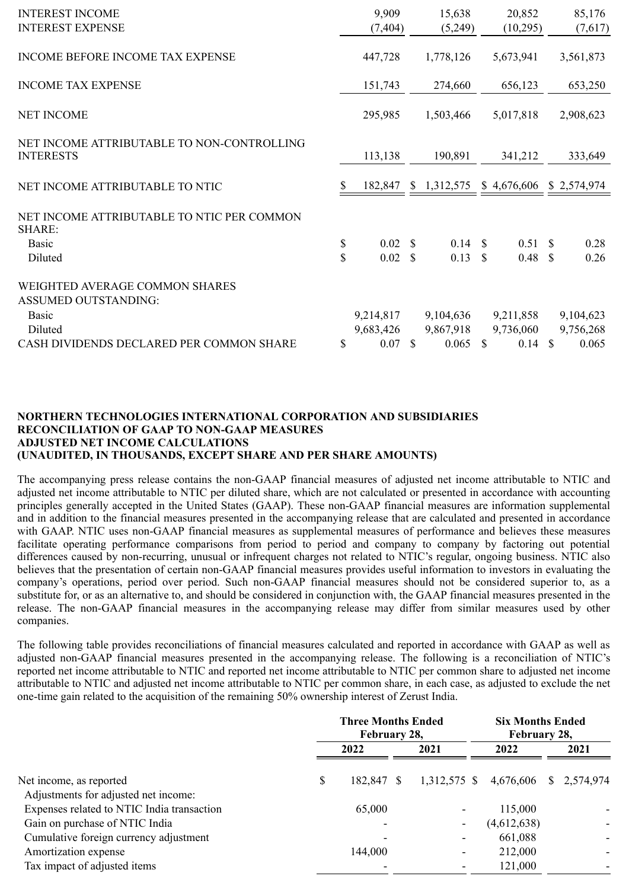| | | | | |
|---|---|---|---|---|
| INTEREST INCOME | 9,909 | 15,638 | 20,852 | 85,176 |
| INTEREST EXPENSE | (7,404) | (5,249) | (10,295) | (7,617) |
| INCOME BEFORE INCOME TAX EXPENSE | 447,728 | 1,778,126 | 5,673,941 | 3,561,873 |
| INCOME TAX EXPENSE | 151,743 | 274,660 | 656,123 | 653,250 |
| NET INCOME | 295,985 | 1,503,466 | 5,017,818 | 2,908,623 |
| NET INCOME ATTRIBUTABLE TO NON-CONTROLLING INTERESTS | 113,138 | 190,891 | 341,212 | 333,649 |
| NET INCOME ATTRIBUTABLE TO NTIC | $ 182,847 | $ 1,312,575 | $ 4,676,606 | $ 2,574,974 |
| NET INCOME ATTRIBUTABLE TO NTIC PER COMMON SHARE: | | | | |
| Basic | $ 0.02 | $ 0.14 | $ 0.51 | $ 0.28 |
| Diluted | $ 0.02 | $ 0.13 | $ 0.48 | $ 0.26 |
| WEIGHTED AVERAGE COMMON SHARES ASSUMED OUTSTANDING: | | | | |
| Basic | 9,214,817 | 9,104,636 | 9,211,858 | 9,104,623 |
| Diluted | 9,683,426 | 9,867,918 | 9,736,060 | 9,756,268 |
| CASH DIVIDENDS DECLARED PER COMMON SHARE | $ 0.07 | $ 0.065 | $ 0.14 | $ 0.065 |

**NORTHERN TECHNOLOGIES INTERNATIONAL CORPORATION AND SUBSIDIARIES**
**RECONCILIATION OF GAAP TO NON-GAAP MEASURES**
**ADJUSTED NET INCOME CALCULATIONS**
**(UNAUDITED, IN THOUSANDS, EXCEPT SHARE AND PER SHARE AMOUNTS)**

The accompanying press release contains the non-GAAP financial measures of adjusted net income attributable to NTIC and adjusted net income attributable to NTIC per diluted share, which are not calculated or presented in accordance with accounting principles generally accepted in the United States (GAAP). These non-GAAP financial measures are information supplemental and in addition to the financial measures presented in the accompanying release that are calculated and presented in accordance with GAAP. NTIC uses non-GAAP financial measures as supplemental measures of performance and believes these measures facilitate operating performance comparisons from period to period and company to company by factoring out potential differences caused by non-recurring, unusual or infrequent charges not related to NTIC's regular, ongoing business. NTIC also believes that the presentation of certain non-GAAP financial measures provides useful information to investors in evaluating the company's operations, period over period. Such non-GAAP financial measures should not be considered superior to, as a substitute for, or as an alternative to, and should be considered in conjunction with, the GAAP financial measures presented in the release. The non-GAAP financial measures in the accompanying release may differ from similar measures used by other companies.

The following table provides reconciliations of financial measures calculated and reported in accordance with GAAP as well as adjusted non-GAAP financial measures presented in the accompanying release. The following is a reconciliation of NTIC's reported net income attributable to NTIC and reported net income attributable to NTIC per common share to adjusted net income attributable to NTIC and adjusted net income attributable to NTIC per common share, in each case, as adjusted to exclude the net one-time gain related to the acquisition of the remaining 50% ownership interest of Zerust India.

| | Three Months Ended February 28, | | Six Months Ended February 28, | |
|---|---|---|---|---|
| | 2022 | 2021 | 2022 | 2021 |
| Net income, as reported | $ 182,847 | $ 1,312,575 | $ 4,676,606 | $ 2,574,974 |
| Adjustments for adjusted net income: | | | | |
| Expenses related to NTIC India transaction | 65,000 | - | 115,000 | - |
| Gain on purchase of NTIC India | - | - | (4,612,638) | - |
| Cumulative foreign currency adjustment | - | - | 661,088 | - |
| Amortization expense | 144,000 | - | 212,000 | - |
| Tax impact of adjusted items | - | - | 121,000 | - |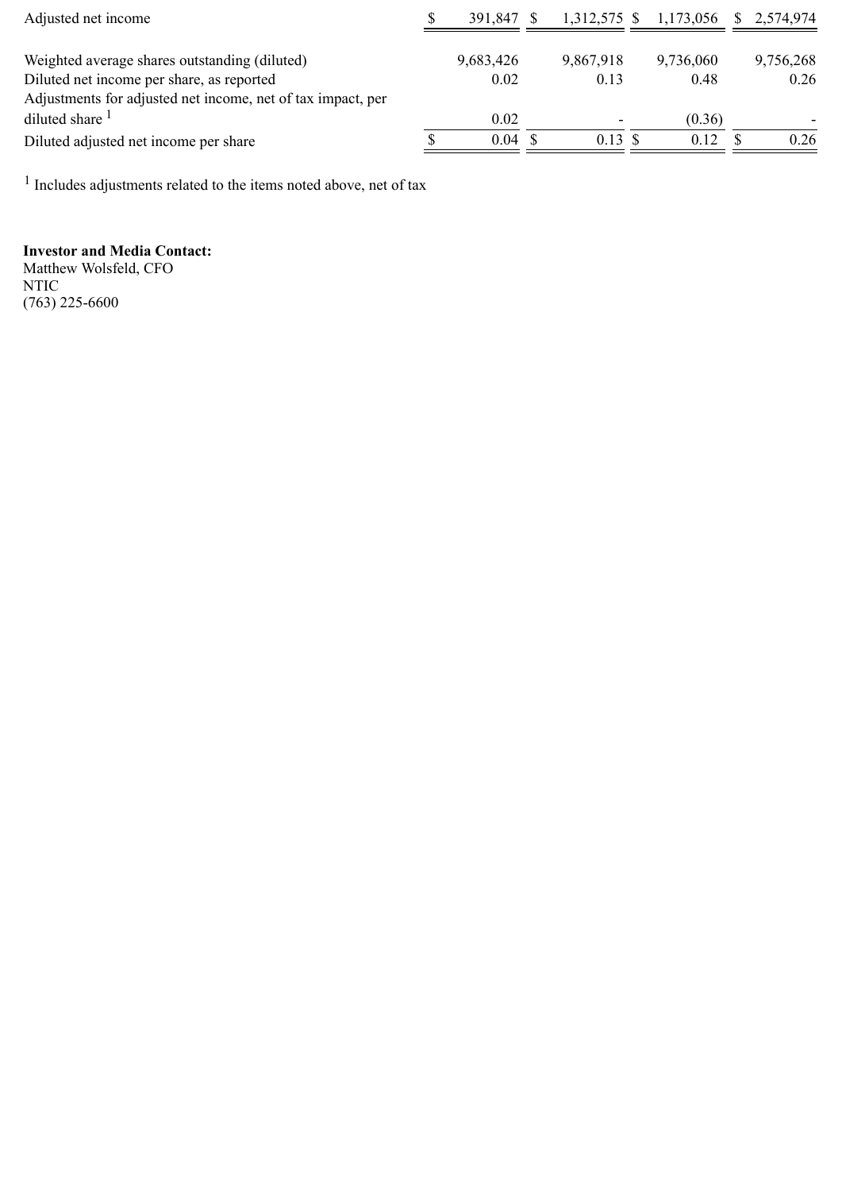| | | | | |
|---|---|---|---|---|
| Adjusted net income | $ 391,847 | $ 1,312,575 | $ 1,173,056 | $ 2,574,974 |
| | | | | |
| Weighted average shares outstanding (diluted) | 9,683,426 | 9,867,918 | 9,736,060 | 9,756,268 |
| Diluted net income per share, as reported | 0.02 | 0.13 | 0.48 | 0.26 |
| Adjustments for adjusted net income, net of tax impact, per diluted share [1] | 0.02 | - | (0.36) | - |
| Diluted adjusted net income per share | $ 0.04 | $ 0.13 | $ 0.12 | $ 0.26 |

[1] Includes adjustments related to the items noted above, net of tax

**Investor and Media Contact:**
Matthew Wolsfeld, CFO
NTIC
(763) 225-6600